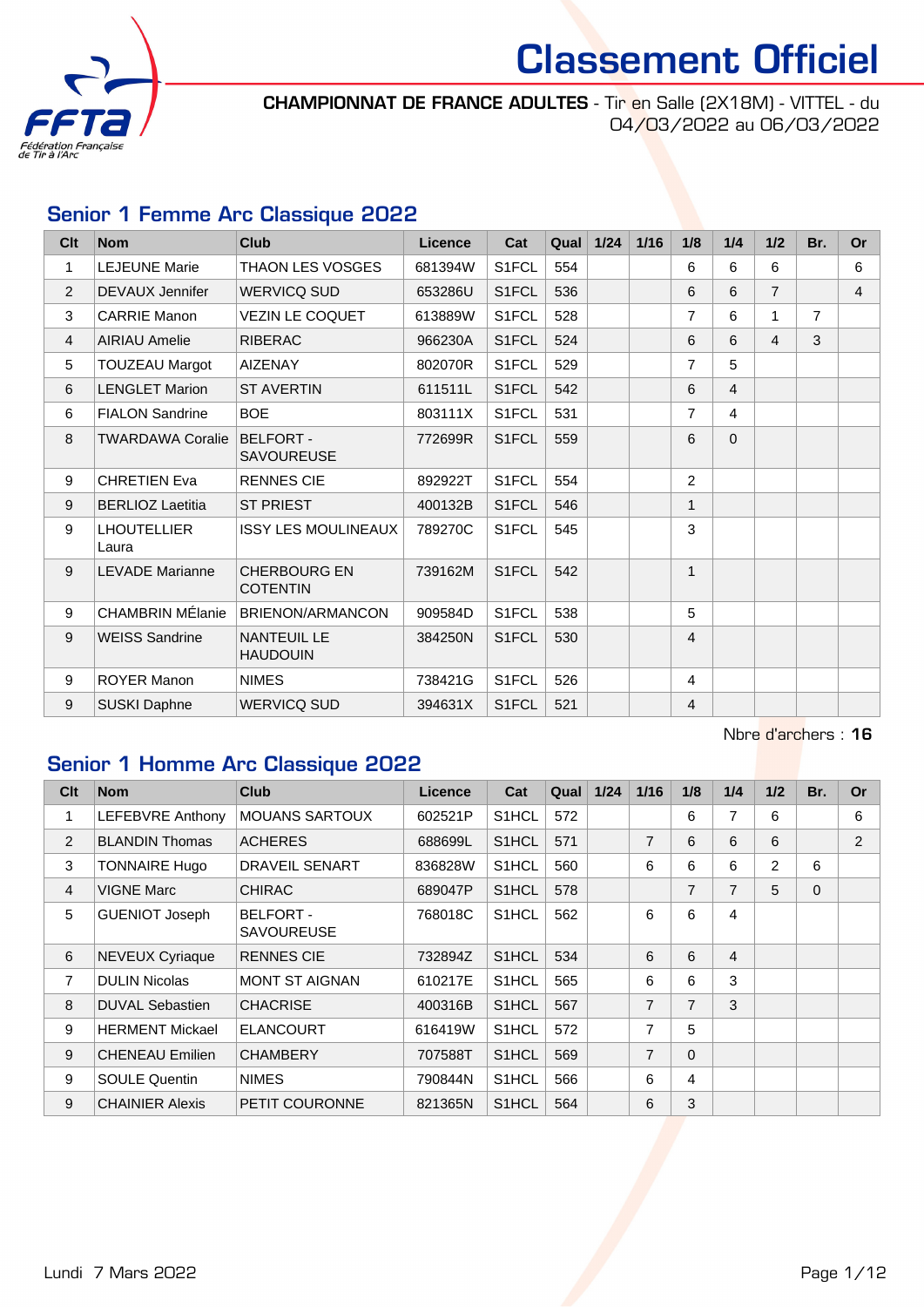# Classement Officiel

**CHAMPIONNAT DE FRANCE ADULTES** - Tir en Salle (2X18M) - VITTEL - du 04/03/2022 au 06/03/2022

## Senior 1 Femme Arc Classique 2022

| Clt | Nom | Club | Licence | Cat | Qual | 1/24 | 1/16 | 1/8 | 1/4 | 1/2 | Br. | Or |
|---|---|---|---|---|---|---|---|---|---|---|---|---|
| 1 | LEJEUNE Marie | THAON LES VOSGES | 681394W | S1FCL | 554 | | | 6 | 6 | 6 | | 6 |
| 2 | DEVAUX Jennifer | WERVICQ SUD | 653286U | S1FCL | 536 | | | 6 | 6 | 7 | | 4 |
| 3 | CARRIE Manon | VEZIN LE COQUET | 613889W | S1FCL | 528 | | | 7 | 6 | 1 | 7 | |
| 4 | AIRIAU Amelie | RIBERAC | 966230A | S1FCL | 524 | | | 6 | 6 | 4 | 3 | |
| 5 | TOUZEAU Margot | AIZENAY | 802070R | S1FCL | 529 | | | 7 | 5 | | | |
| 6 | LENGLET Marion | ST AVERTIN | 611511L | S1FCL | 542 | | | 6 | 4 | | | |
| 6 | FIALON Sandrine | BOE | 803111X | S1FCL | 531 | | | 7 | 4 | | | |
| 8 | TWARDAWA Coralie | BELFORT - SAVOUREUSE | 772699R | S1FCL | 559 | | | 6 | 0 | | | |
| 9 | CHRETIEN Eva | RENNES CIE | 892922T | S1FCL | 554 | | | 2 | | | | |
| 9 | BERLIOZ Laetitia | ST PRIEST | 400132B | S1FCL | 546 | | | 1 | | | | |
| 9 | LHOUTELLIER Laura | ISSY LES MOULINEAUX | 789270C | S1FCL | 545 | | | 3 | | | | |
| 9 | LEVADE Marianne | CHERBOURG EN COTENTIN | 739162M | S1FCL | 542 | | | 1 | | | | |
| 9 | CHAMBRIN MÉlanie | BRIENON/ARMANCON | 909584D | S1FCL | 538 | | | 5 | | | | |
| 9 | WEISS Sandrine | NANTEUIL LE HAUDOUIN | 384250N | S1FCL | 530 | | | 4 | | | | |
| 9 | ROYER Manon | NIMES | 738421G | S1FCL | 526 | | | 4 | | | | |
| 9 | SUSKI Daphne | WERVICQ SUD | 394631X | S1FCL | 521 | | | 4 | | | | |

Nbre d'archers : **16**

## Senior 1 Homme Arc Classique 2022

| Clt | Nom | Club | Licence | Cat | Qual | 1/24 | 1/16 | 1/8 | 1/4 | 1/2 | Br. | Or |
|---|---|---|---|---|---|---|---|---|---|---|---|---|
| 1 | LEFEBVRE Anthony | MOUANS SARTOUX | 602521P | S1HCL | 572 | | | 6 | 7 | 6 | | 6 |
| 2 | BLANDIN Thomas | ACHERES | 688699L | S1HCL | 571 | | 7 | 6 | 6 | 6 | | 2 |
| 3 | TONNAIRE Hugo | DRAVEIL SENART | 836828W | S1HCL | 560 | | 6 | 6 | 6 | 2 | 6 | |
| 4 | VIGNE Marc | CHIRAC | 689047P | S1HCL | 578 | | | 7 | 7 | 5 | 0 | |
| 5 | GUENIOT Joseph | BELFORT - SAVOUREUSE | 768018C | S1HCL | 562 | | 6 | 6 | 4 | | | |
| 6 | NEVEUX Cyriaque | RENNES CIE | 732894Z | S1HCL | 534 | | 6 | 6 | 4 | | | |
| 7 | DULIN Nicolas | MONT ST AIGNAN | 610217E | S1HCL | 565 | | 6 | 6 | 3 | | | |
| 8 | DUVAL Sebastien | CHACRISE | 400316B | S1HCL | 567 | | 7 | 7 | 3 | | | |
| 9 | HERMENT Mickael | ELANCOURT | 616419W | S1HCL | 572 | | 7 | 5 | | | | |
| 9 | CHENEAU Emilien | CHAMBERY | 707588T | S1HCL | 569 | | 7 | 0 | | | | |
| 9 | SOULE Quentin | NIMES | 790844N | S1HCL | 566 | | 6 | 4 | | | | |
| 9 | CHAINIER Alexis | PETIT COURONNE | 821365N | S1HCL | 564 | | 6 | 3 | | | | |

Lundi 7 Mars 2022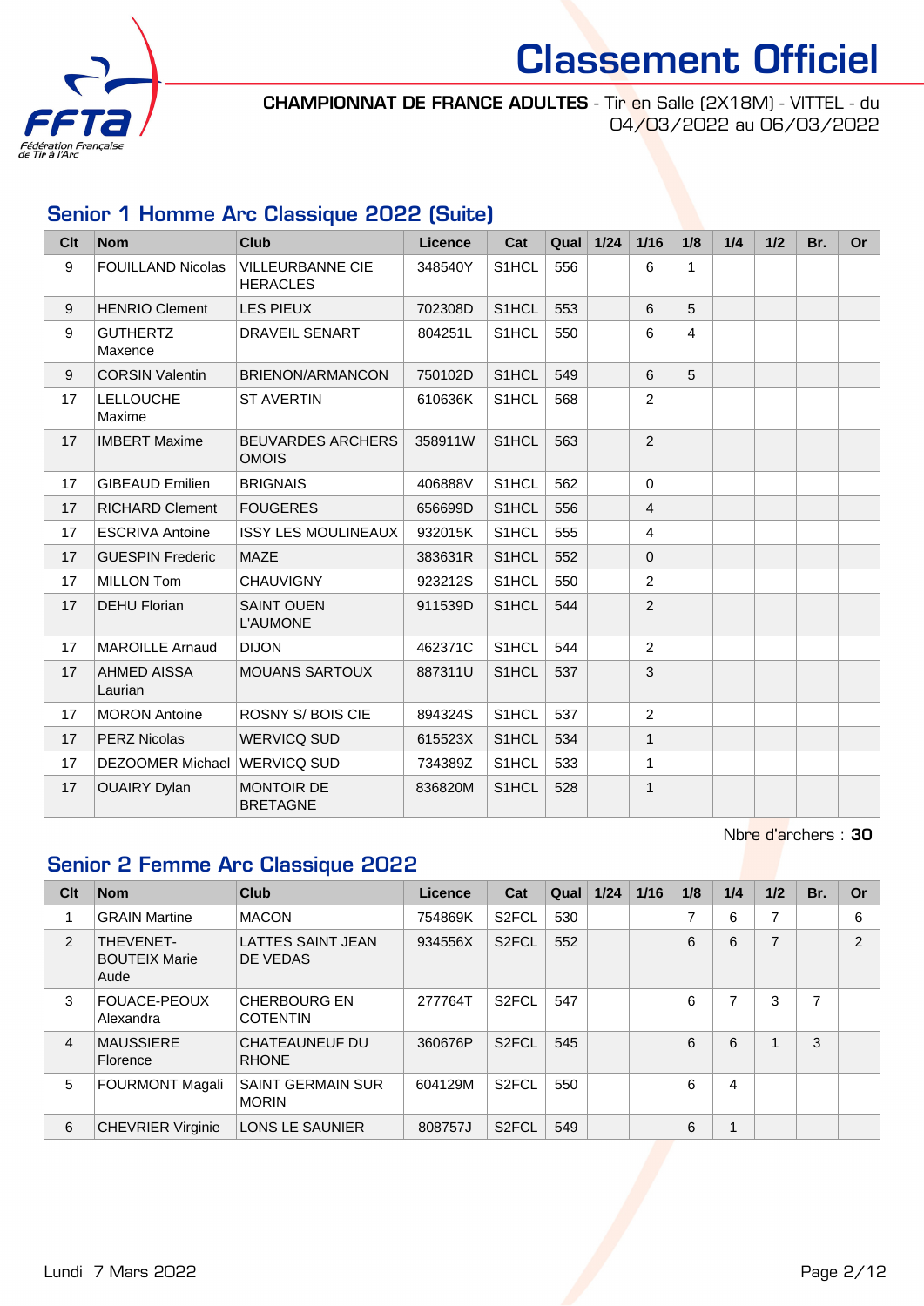# Classement Officiel

**CHAMPIONNAT DE FRANCE ADULTES** - Tir en Salle (2X18M) - VITTEL - du 04/03/2022 au 06/03/2022

## Senior 1 Homme Arc Classique 2022 (Suite)

| Clt | Nom | Club | Licence | Cat | Qual | 1/24 | 1/16 | 1/8 | 1/4 | 1/2 | Br. | Or |
|---|---|---|---|---|---|---|---|---|---|---|---|---|
| 9 | FOUILLAND Nicolas | VILLEURBANNE CIE HERACLES | 348540Y | S1HCL | 556 | | 6 | 1 | | | | |
| 9 | HENRIO Clement | LES PIEUX | 702308D | S1HCL | 553 | | 6 | 5 | | | | |
| 9 | GUTHERTZ Maxence | DRAVEIL SENART | 804251L | S1HCL | 550 | | 6 | 4 | | | | |
| 9 | CORSIN Valentin | BRIENON/ARMANCON | 750102D | S1HCL | 549 | | 6 | 5 | | | | |
| 17 | LELLOUCHE Maxime | ST AVERTIN | 610636K | S1HCL | 568 | | 2 | | | | | |
| 17 | IMBERT Maxime | BEUVARDES ARCHERS OMOIS | 358911W | S1HCL | 563 | | 2 | | | | | |
| 17 | GIBEAUD Emilien | BRIGNAIS | 406888V | S1HCL | 562 | | 0 | | | | | |
| 17 | RICHARD Clement | FOUGERES | 656699D | S1HCL | 556 | | 4 | | | | | |
| 17 | ESCRIVA Antoine | ISSY LES MOULINEAUX | 932015K | S1HCL | 555 | | 4 | | | | | |
| 17 | GUESPIN Frederic | MAZE | 383631R | S1HCL | 552 | | 0 | | | | | |
| 17 | MILLON Tom | CHAUVIGNY | 923212S | S1HCL | 550 | | 2 | | | | | |
| 17 | DEHU Florian | SAINT OUEN L'AUMONE | 911539D | S1HCL | 544 | | 2 | | | | | |
| 17 | MAROILLE Arnaud | DIJON | 462371C | S1HCL | 544 | | 2 | | | | | |
| 17 | AHMED AISSA Laurian | MOUANS SARTOUX | 887311U | S1HCL | 537 | | 3 | | | | | |
| 17 | MORON Antoine | ROSNY S/ BOIS CIE | 894324S | S1HCL | 537 | | 2 | | | | | |
| 17 | PERZ Nicolas | WERVICQ SUD | 615523X | S1HCL | 534 | | 1 | | | | | |
| 17 | DEZOOMER Michael | WERVICQ SUD | 734389Z | S1HCL | 533 | | 1 | | | | | |
| 17 | OUAIRY Dylan | MONTOIR DE BRETAGNE | 836820M | S1HCL | 528 | | 1 | | | | | |

Nbre d'archers : **30**

## Senior 2 Femme Arc Classique 2022

| Clt | Nom | Club | Licence | Cat | Qual | 1/24 | 1/16 | 1/8 | 1/4 | 1/2 | Br. | Or |
|---|---|---|---|---|---|---|---|---|---|---|---|---|
| 1 | GRAIN Martine | MACON | 754869K | S2FCL | 530 | | | 7 | 6 | 7 | | 6 |
| 2 | THEVENET-BOUTEIX Marie Aude | LATTES SAINT JEAN DE VEDAS | 934556X | S2FCL | 552 | | | 6 | 6 | 7 | | 2 |
| 3 | FOUACE-PEOUX Alexandra | CHERBOURG EN COTENTIN | 277764T | S2FCL | 547 | | | 6 | 7 | 3 | 7 | |
| 4 | MAUSSIERE Florence | CHATEAUNEUF DU RHONE | 360676P | S2FCL | 545 | | | 6 | 6 | 1 | 3 | |
| 5 | FOURMONT Magali | SAINT GERMAIN SUR MORIN | 604129M | S2FCL | 550 | | | 6 | 4 | | | |
| 6 | CHEVRIER Virginie | LONS LE SAUNIER | 808757J | S2FCL | 549 | | | 6 | 1 | | | |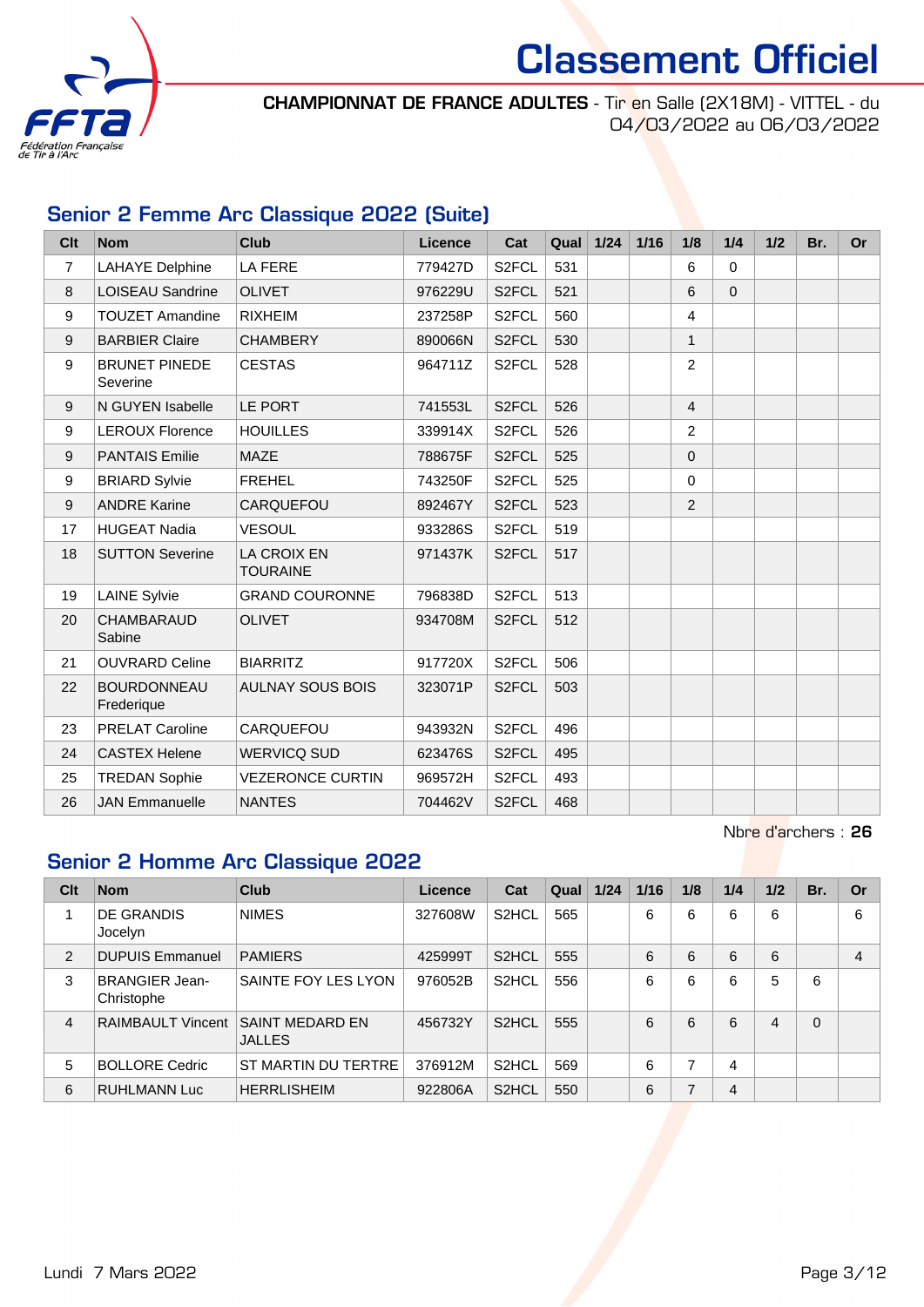# Classement Officiel

**CHAMPIONNAT DE FRANCE ADULTES** - Tir en Salle (2X18M) - VITTEL - du 04/03/2022 au 06/03/2022

## Senior 2 Femme Arc Classique 2022 (Suite)

| Clt | Nom | Club | Licence | Cat | Qual | 1/24 | 1/16 | 1/8 | 1/4 | 1/2 | Br. | Or |
|---|---|---|---|---|---|---|---|---|---|---|---|---|
| 7 | LAHAYE Delphine | LA FERE | 779427D | S2FCL | 531 | | | 6 | 0 | | | |
| 8 | LOISEAU Sandrine | OLIVET | 976229U | S2FCL | 521 | | | 6 | 0 | | | |
| 9 | TOUZET Amandine | RIXHEIM | 237258P | S2FCL | 560 | | | 4 | | | | |
| 9 | BARBIER Claire | CHAMBERY | 890066N | S2FCL | 530 | | | 1 | | | | |
| 9 | BRUNET PINEDE Severine | CESTAS | 964711Z | S2FCL | 528 | | | 2 | | | | |
| 9 | N GUYEN Isabelle | LE PORT | 741553L | S2FCL | 526 | | | 4 | | | | |
| 9 | LEROUX Florence | HOUILLES | 339914X | S2FCL | 526 | | | 2 | | | | |
| 9 | PANTAIS Emilie | MAZE | 788675F | S2FCL | 525 | | | 0 | | | | |
| 9 | BRIARD Sylvie | FREHEL | 743250F | S2FCL | 525 | | | 0 | | | | |
| 9 | ANDRE Karine | CARQUEFOU | 892467Y | S2FCL | 523 | | | 2 | | | | |
| 17 | HUGEAT Nadia | VESOUL | 933286S | S2FCL | 519 | | | | | | | |
| 18 | SUTTON Severine | LA CROIX EN TOURAINE | 971437K | S2FCL | 517 | | | | | | | |
| 19 | LAINE Sylvie | GRAND COURONNE | 796838D | S2FCL | 513 | | | | | | | |
| 20 | CHAMBARAUD Sabine | OLIVET | 934708M | S2FCL | 512 | | | | | | | |
| 21 | OUVRARD Celine | BIARRITZ | 917720X | S2FCL | 506 | | | | | | | |
| 22 | BOURDONNEAU Frederique | AULNAY SOUS BOIS | 323071P | S2FCL | 503 | | | | | | | |
| 23 | PRELAT Caroline | CARQUEFOU | 943932N | S2FCL | 496 | | | | | | | |
| 24 | CASTEX Helene | WERVICQ SUD | 623476S | S2FCL | 495 | | | | | | | |
| 25 | TREDAN Sophie | VEZERONCE CURTIN | 969572H | S2FCL | 493 | | | | | | | |
| 26 | JAN Emmanuelle | NANTES | 704462V | S2FCL | 468 | | | | | | | |

Nbre d'archers : **26**

## Senior 2 Homme Arc Classique 2022

| Clt | Nom | Club | Licence | Cat | Qual | 1/24 | 1/16 | 1/8 | 1/4 | 1/2 | Br. | Or |
|---|---|---|---|---|---|---|---|---|---|---|---|---|
| 1 | DE GRANDIS Jocelyn | NIMES | 327608W | S2HCL | 565 | | 6 | 6 | 6 | 6 | | 6 |
| 2 | DUPUIS Emmanuel | PAMIERS | 425999T | S2HCL | 555 | | 6 | 6 | 6 | 6 | | 4 |
| 3 | BRANGIER Jean-Christophe | SAINTE FOY LES LYON | 976052B | S2HCL | 556 | | 6 | 6 | 6 | 5 | 6 | |
| 4 | RAIMBAULT Vincent | SAINT MEDARD EN JALLES | 456732Y | S2HCL | 555 | | 6 | 6 | 6 | 4 | 0 | |
| 5 | BOLLORE Cedric | ST MARTIN DU TERTRE | 376912M | S2HCL | 569 | | 6 | 7 | 4 | | | |
| 6 | RUHLMANN Luc | HERRLISHEIM | 922806A | S2HCL | 550 | | 6 | 7 | 4 | | | |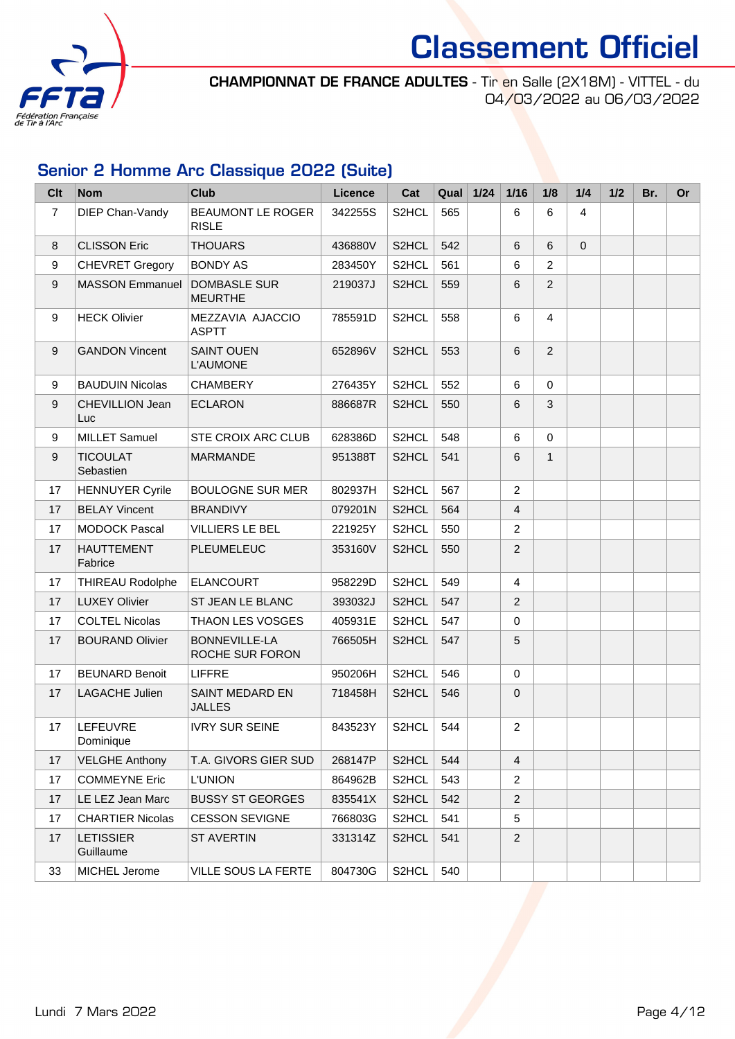# Classement Officiel

**CHAMPIONNAT DE FRANCE ADULTES** - Tir en Salle (2X18M) - VITTEL - du 04/03/2022 au 06/03/2022

## Senior 2 Homme Arc Classique 2022 (Suite)

| Clt | Nom | Club | Licence | Cat | Qual | 1/24 | 1/16 | 1/8 | 1/4 | 1/2 | Br. | Or |
|---|---|---|---|---|---|---|---|---|---|---|---|---|
| 7 | DIEP Chan-Vandy | BEAUMONT LE ROGER RISLE | 342255S | S2HCL | 565 | | 6 | 6 | 4 | | | |
| 8 | CLISSON Eric | THOUARS | 436880V | S2HCL | 542 | | 6 | 6 | 0 | | | |
| 9 | CHEVRET Gregory | BONDY AS | 283450Y | S2HCL | 561 | | 6 | 2 | | | | |
| 9 | MASSON Emmanuel | DOMBASLE SUR MEURTHE | 219037J | S2HCL | 559 | | 6 | 2 | | | | |
| 9 | HECK Olivier | MEZZAVIA AJACCIO ASPTT | 785591D | S2HCL | 558 | | 6 | 4 | | | | |
| 9 | GANDON Vincent | SAINT OUEN L'AUMONE | 652896V | S2HCL | 553 | | 6 | 2 | | | | |
| 9 | BAUDUIN Nicolas | CHAMBERY | 276435Y | S2HCL | 552 | | 6 | 0 | | | | |
| 9 | CHEVILLION Jean Luc | ECLARON | 886687R | S2HCL | 550 | | 6 | 3 | | | | |
| 9 | MILLET Samuel | STE CROIX ARC CLUB | 628386D | S2HCL | 548 | | 6 | 0 | | | | |
| 9 | TICOULAT Sebastien | MARMANDE | 951388T | S2HCL | 541 | | 6 | 1 | | | | |
| 17 | HENNUYER Cyrile | BOULOGNE SUR MER | 802937H | S2HCL | 567 | | 2 | | | | | |
| 17 | BELAY Vincent | BRANDIVY | 079201N | S2HCL | 564 | | 4 | | | | | |
| 17 | MODOCK Pascal | VILLIERS LE BEL | 221925Y | S2HCL | 550 | | 2 | | | | | |
| 17 | HAUTTEMENT Fabrice | PLEUMELEUC | 353160V | S2HCL | 550 | | 2 | | | | | |
| 17 | THIREAU Rodolphe | ELANCOURT | 958229D | S2HCL | 549 | | 4 | | | | | |
| 17 | LUXEY Olivier | ST JEAN LE BLANC | 393032J | S2HCL | 547 | | 2 | | | | | |
| 17 | COLTEL Nicolas | THAON LES VOSGES | 405931E | S2HCL | 547 | | 0 | | | | | |
| 17 | BOURAND Olivier | BONNEVILLE-LA ROCHE SUR FORON | 766505H | S2HCL | 547 | | 5 | | | | | |
| 17 | BEUNARD Benoit | LIFFRE | 950206H | S2HCL | 546 | | 0 | | | | | |
| 17 | LAGACHE Julien | SAINT MEDARD EN JALLES | 718458H | S2HCL | 546 | | 0 | | | | | |
| 17 | LEFEUVRE Dominique | IVRY SUR SEINE | 843523Y | S2HCL | 544 | | 2 | | | | | |
| 17 | VELGHE Anthony | T.A. GIVORS GIER SUD | 268147P | S2HCL | 544 | | 4 | | | | | |
| 17 | COMMEYNE Eric | L'UNION | 864962B | S2HCL | 543 | | 2 | | | | | |
| 17 | LE LEZ Jean Marc | BUSSY ST GEORGES | 835541X | S2HCL | 542 | | 2 | | | | | |
| 17 | CHARTIER Nicolas | CESSON SEVIGNE | 766803G | S2HCL | 541 | | 5 | | | | | |
| 17 | LETISSIER Guillaume | ST AVERTIN | 331314Z | S2HCL | 541 | | 2 | | | | | |
| 33 | MICHEL Jerome | VILLE SOUS LA FERTE | 804730G | S2HCL | 540 | | | | | | | |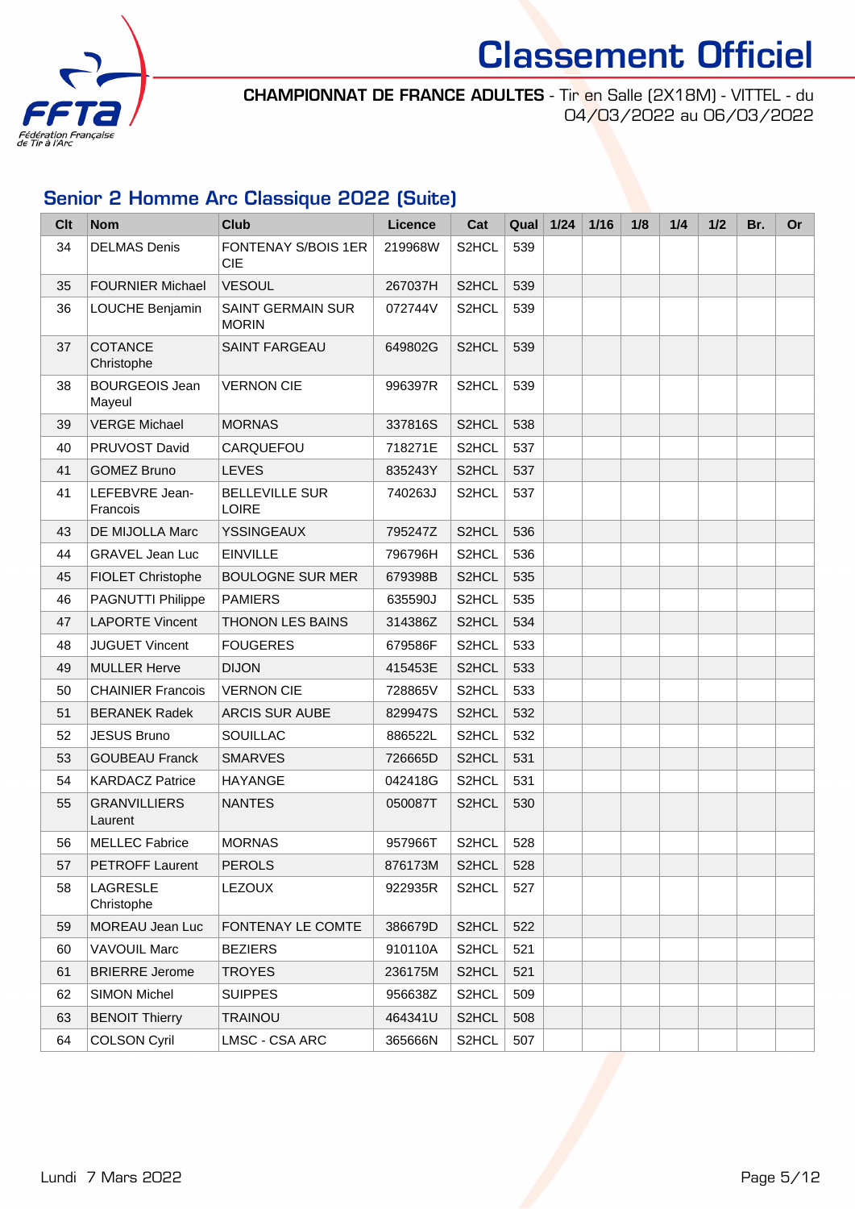# Classement Officiel

**CHAMPIONNAT DE FRANCE ADULTES** - Tir en Salle (2X18M) - VITTEL - du 04/03/2022 au 06/03/2022

## Senior 2 Homme Arc Classique 2022 (Suite)

| Clt | Nom | Club | Licence | Cat | Qual | 1/24 | 1/16 | 1/8 | 1/4 | 1/2 | Br. | Or |
|---|---|---|---|---|---|---|---|---|---|---|---|---|
| 34 | DELMAS Denis | FONTENAY S/BOIS 1ER CIE | 219968W | S2HCL | 539 | | | | | | | |
| 35 | FOURNIER Michael | VESOUL | 267037H | S2HCL | 539 | | | | | | | |
| 36 | LOUCHE Benjamin | SAINT GERMAIN SUR MORIN | 072744V | S2HCL | 539 | | | | | | | |
| 37 | COTANCE Christophe | SAINT FARGEAU | 649802G | S2HCL | 539 | | | | | | | |
| 38 | BOURGEOIS Jean Mayeul | VERNON CIE | 996397R | S2HCL | 539 | | | | | | | |
| 39 | VERGE Michael | MORNAS | 337816S | S2HCL | 538 | | | | | | | |
| 40 | PRUVOST David | CARQUEFOU | 718271E | S2HCL | 537 | | | | | | | |
| 41 | GOMEZ Bruno | LEVES | 835243Y | S2HCL | 537 | | | | | | | |
| 41 | LEFEBVRE Jean-Francois | BELLEVILLE SUR LOIRE | 740263J | S2HCL | 537 | | | | | | | |
| 43 | DE MIJOLLA Marc | YSSINGEAUX | 795247Z | S2HCL | 536 | | | | | | | |
| 44 | GRAVEL Jean Luc | EINVILLE | 796796H | S2HCL | 536 | | | | | | | |
| 45 | FIOLET Christophe | BOULOGNE SUR MER | 679398B | S2HCL | 535 | | | | | | | |
| 46 | PAGNUTTI Philippe | PAMIERS | 635590J | S2HCL | 535 | | | | | | | |
| 47 | LAPORTE Vincent | THONON LES BAINS | 314386Z | S2HCL | 534 | | | | | | | |
| 48 | JUGUET Vincent | FOUGERES | 679586F | S2HCL | 533 | | | | | | | |
| 49 | MULLER Herve | DIJON | 415453E | S2HCL | 533 | | | | | | | |
| 50 | CHAINIER Francois | VERNON CIE | 728865V | S2HCL | 533 | | | | | | | |
| 51 | BERANEK Radek | ARCIS SUR AUBE | 829947S | S2HCL | 532 | | | | | | | |
| 52 | JESUS Bruno | SOUILLAC | 886522L | S2HCL | 532 | | | | | | | |
| 53 | GOUBEAU Franck | SMARVES | 726665D | S2HCL | 531 | | | | | | | |
| 54 | KARDACZ Patrice | HAYANGE | 042418G | S2HCL | 531 | | | | | | | |
| 55 | GRANVILLIERS Laurent | NANTES | 050087T | S2HCL | 530 | | | | | | | |
| 56 | MELLEC Fabrice | MORNAS | 957966T | S2HCL | 528 | | | | | | | |
| 57 | PETROFF Laurent | PEROLS | 876173M | S2HCL | 528 | | | | | | | |
| 58 | LAGRESLE Christophe | LEZOUX | 922935R | S2HCL | 527 | | | | | | | |
| 59 | MOREAU Jean Luc | FONTENAY LE COMTE | 386679D | S2HCL | 522 | | | | | | | |
| 60 | VAVOUIL Marc | BEZIERS | 910110A | S2HCL | 521 | | | | | | | |
| 61 | BRIERRE Jerome | TROYES | 236175M | S2HCL | 521 | | | | | | | |
| 62 | SIMON Michel | SUIPPES | 956638Z | S2HCL | 509 | | | | | | | |
| 63 | BENOIT Thierry | TRAINOU | 464341U | S2HCL | 508 | | | | | | | |
| 64 | COLSON Cyril | LMSC - CSA ARC | 365666N | S2HCL | 507 | | | | | | | |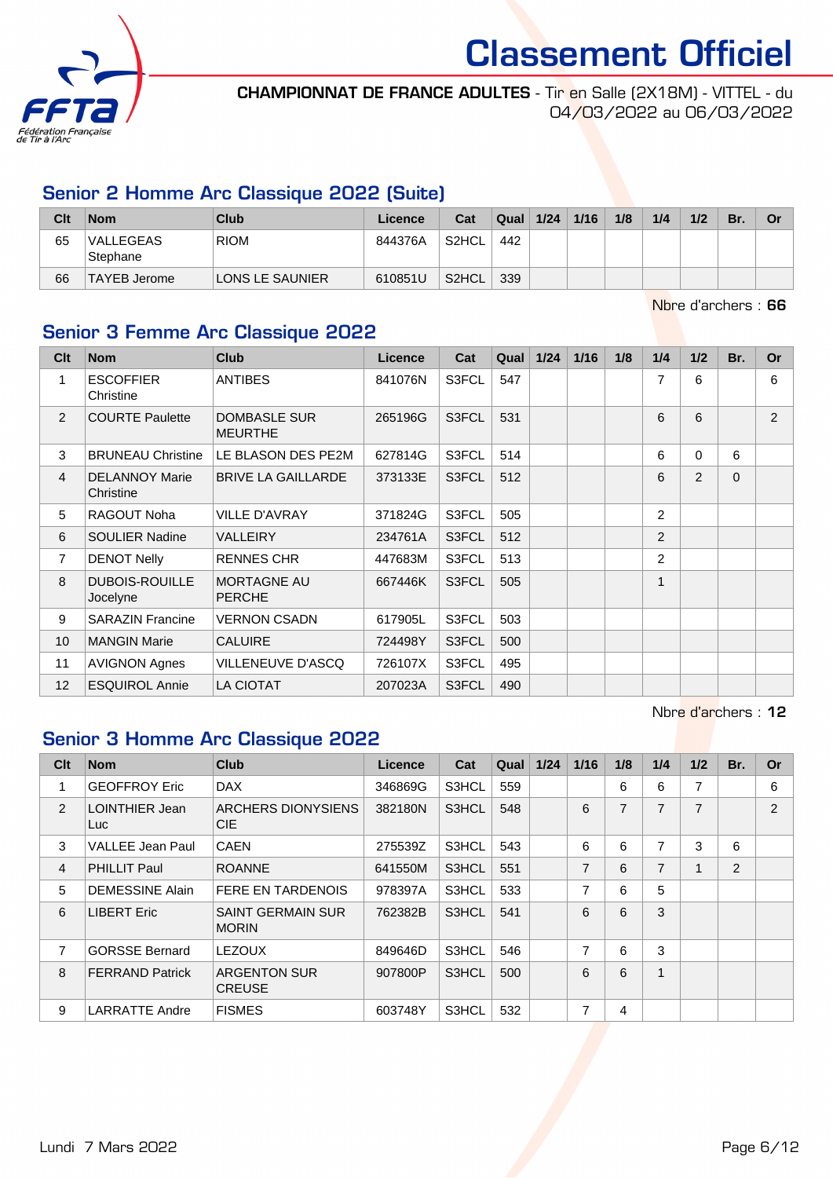# Classement Officiel

**CHAMPIONNAT DE FRANCE ADULTES** - Tir en Salle (2X18M) - VITTEL - du 04/03/2022 au 06/03/2022

## Senior 2 Homme Arc Classique 2022 (Suite)

| Clt | Nom | Club | Licence | Cat | Qual | 1/24 | 1/16 | 1/8 | 1/4 | 1/2 | Br. | Or |
|---|---|---|---|---|---|---|---|---|---|---|---|---|
| 65 | VALLEGEAS Stephane | RIOM | 844376A | S2HCL | 442 | | | | | | | |
| 66 | TAYEB Jerome | LONS LE SAUNIER | 610851U | S2HCL | 339 | | | | | | | |

Nbre d'archers : **66**

## Senior 3 Femme Arc Classique 2022

| Clt | Nom | Club | Licence | Cat | Qual | 1/24 | 1/16 | 1/8 | 1/4 | 1/2 | Br. | Or |
|---|---|---|---|---|---|---|---|---|---|---|---|---|
| 1 | ESCOFFIER Christine | ANTIBES | 841076N | S3FCL | 547 | | | | 7 | 6 | | 6 |
| 2 | COURTE Paulette | DOMBASLE SUR MEURTHE | 265196G | S3FCL | 531 | | | | 6 | 6 | | 2 |
| 3 | BRUNEAU Christine | LE BLASON DES PE2M | 627814G | S3FCL | 514 | | | | 6 | 0 | 6 | |
| 4 | DELANNOY Marie Christine | BRIVE LA GAILLARDE | 373133E | S3FCL | 512 | | | | 6 | 2 | 0 | |
| 5 | RAGOUT Noha | VILLE D'AVRAY | 371824G | S3FCL | 505 | | | | 2 | | | |
| 6 | SOULIER Nadine | VALLEIRY | 234761A | S3FCL | 512 | | | | 2 | | | |
| 7 | DENOT Nelly | RENNES CHR | 447683M | S3FCL | 513 | | | | 2 | | | |
| 8 | DUBOIS-ROUILLE Jocelyne | MORTAGNE AU PERCHE | 667446K | S3FCL | 505 | | | | 1 | | | |
| 9 | SARAZIN Francine | VERNON CSADN | 617905L | S3FCL | 503 | | | | | | | |
| 10 | MANGIN Marie | CALUIRE | 724498Y | S3FCL | 500 | | | | | | | |
| 11 | AVIGNON Agnes | VILLENEUVE D'ASCQ | 726107X | S3FCL | 495 | | | | | | | |
| 12 | ESQUIROL Annie | LA CIOTAT | 207023A | S3FCL | 490 | | | | | | | |

Nbre d'archers : **12**

## Senior 3 Homme Arc Classique 2022

| Clt | Nom | Club | Licence | Cat | Qual | 1/24 | 1/16 | 1/8 | 1/4 | 1/2 | Br. | Or |
|---|---|---|---|---|---|---|---|---|---|---|---|---|
| 1 | GEOFFROY Eric | DAX | 346869G | S3HCL | 559 | | | 6 | 6 | 7 | | 6 |
| 2 | LOINTHIER Jean Luc | ARCHERS DIONYSIENS CIE | 382180N | S3HCL | 548 | | 6 | 7 | 7 | 7 | | 2 |
| 3 | VALLEE Jean Paul | CAEN | 275539Z | S3HCL | 543 | | 6 | 6 | 7 | 3 | 6 | |
| 4 | PHILLIT Paul | ROANNE | 641550M | S3HCL | 551 | | 7 | 6 | 7 | 1 | 2 | |
| 5 | DEMESSINE Alain | FERE EN TARDENOIS | 978397A | S3HCL | 533 | | 7 | 6 | 5 | | | |
| 6 | LIBERT Eric | SAINT GERMAIN SUR MORIN | 762382B | S3HCL | 541 | | 6 | 6 | 3 | | | |
| 7 | GORSSE Bernard | LEZOUX | 849646D | S3HCL | 546 | | 7 | 6 | 3 | | | |
| 8 | FERRAND Patrick | ARGENTON SUR CREUSE | 907800P | S3HCL | 500 | | 6 | 6 | 1 | | | |
| 9 | LARRATTE Andre | FISMES | 603748Y | S3HCL | 532 | | 7 | 4 | | | | |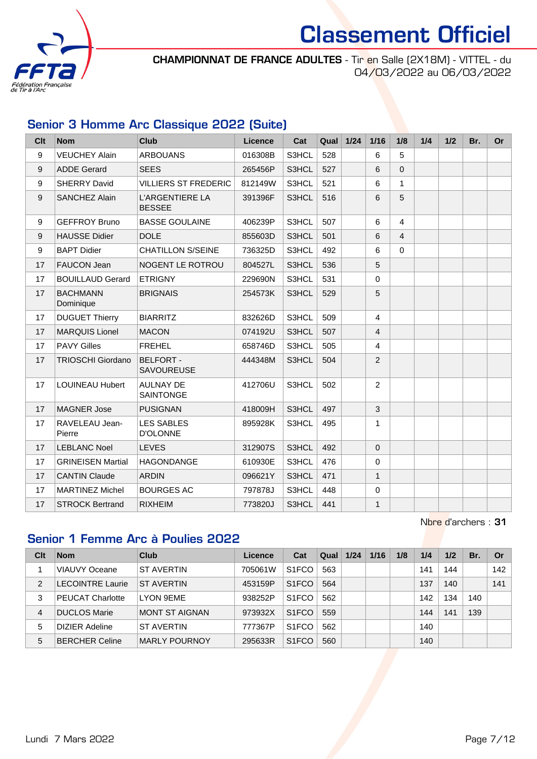# Classement Officiel

**CHAMPIONNAT DE FRANCE ADULTES** - Tir en Salle (2X18M) - VITTEL - du 04/03/2022 au 06/03/2022

## Senior 3 Homme Arc Classique 2022 (Suite)

| Clt | Nom | Club | Licence | Cat | Qual | 1/24 | 1/16 | 1/8 | 1/4 | 1/2 | Br. | Or |
|---|---|---|---|---|---|---|---|---|---|---|---|---|
| 9 | VEUCHEY Alain | ARBOUANS | 016308B | S3HCL | 528 | | 6 | 5 | | | | |
| 9 | ADDE Gerard | SEES | 265456P | S3HCL | 527 | | 6 | 0 | | | | |
| 9 | SHERRY David | VILLIERS ST FREDERIC | 812149W | S3HCL | 521 | | 6 | 1 | | | | |
| 9 | SANCHEZ Alain | L'ARGENTIERE LA BESSEE | 391396F | S3HCL | 516 | | 6 | 5 | | | | |
| 9 | GEFFROY Bruno | BASSE GOULAINE | 406239P | S3HCL | 507 | | 6 | 4 | | | | |
| 9 | HAUSSE Didier | DOLE | 855603D | S3HCL | 501 | | 6 | 4 | | | | |
| 9 | BAPT Didier | CHATILLON S/SEINE | 736325D | S3HCL | 492 | | 6 | 0 | | | | |
| 17 | FAUCON Jean | NOGENT LE ROTROU | 804527L | S3HCL | 536 | | 5 | | | | | |
| 17 | BOUILLAUD Gerard | ETRIGNY | 229690N | S3HCL | 531 | | 0 | | | | | |
| 17 | BACHMANN Dominique | BRIGNAIS | 254573K | S3HCL | 529 | | 5 | | | | | |
| 17 | DUGUET Thierry | BIARRITZ | 832626D | S3HCL | 509 | | 4 | | | | | |
| 17 | MARQUIS Lionel | MACON | 074192U | S3HCL | 507 | | 4 | | | | | |
| 17 | PAVY Gilles | FREHEL | 658746D | S3HCL | 505 | | 4 | | | | | |
| 17 | TRIOSCHI Giordano | BELFORT - SAVOUREUSE | 444348M | S3HCL | 504 | | 2 | | | | | |
| 17 | LOUINEAU Hubert | AULNAY DE SAINTONGE | 412706U | S3HCL | 502 | | 2 | | | | | |
| 17 | MAGNER Jose | PUSIGNAN | 418009H | S3HCL | 497 | | 3 | | | | | |
| 17 | RAVELEAU Jean-Pierre | LES SABLES D'OLONNE | 895928K | S3HCL | 495 | | 1 | | | | | |
| 17 | LEBLANC Noel | LEVES | 312907S | S3HCL | 492 | | 0 | | | | | |
| 17 | GRINEISEN Martial | HAGONDANGE | 610930E | S3HCL | 476 | | 0 | | | | | |
| 17 | CANTIN Claude | ARDIN | 096621Y | S3HCL | 471 | | 1 | | | | | |
| 17 | MARTINEZ Michel | BOURGES AC | 797878J | S3HCL | 448 | | 0 | | | | | |
| 17 | STROCK Bertrand | RIXHEIM | 773820J | S3HCL | 441 | | 1 | | | | | |

Nbre d'archers : **31**

## Senior 1 Femme Arc à Poulies 2022

| Clt | Nom | Club | Licence | Cat | Qual | 1/24 | 1/16 | 1/8 | 1/4 | 1/2 | Br. | Or |
|---|---|---|---|---|---|---|---|---|---|---|---|---|
| 1 | VIAUVY Oceane | ST AVERTIN | 705061W | S1FCO | 563 | | | | 141 | 144 | | 142 |
| 2 | LECOINTRE Laurie | ST AVERTIN | 453159P | S1FCO | 564 | | | | 137 | 140 | | 141 |
| 3 | PEUCAT Charlotte | LYON 9EME | 938252P | S1FCO | 562 | | | | 142 | 134 | 140 | |
| 4 | DUCLOS Marie | MONT ST AIGNAN | 973932X | S1FCO | 559 | | | | 144 | 141 | 139 | |
| 5 | DIZIER Adeline | ST AVERTIN | 777367P | S1FCO | 562 | | | | 140 | | | |
| 5 | BERCHER Celine | MARLY POURNOY | 295633R | S1FCO | 560 | | | | 140 | | | |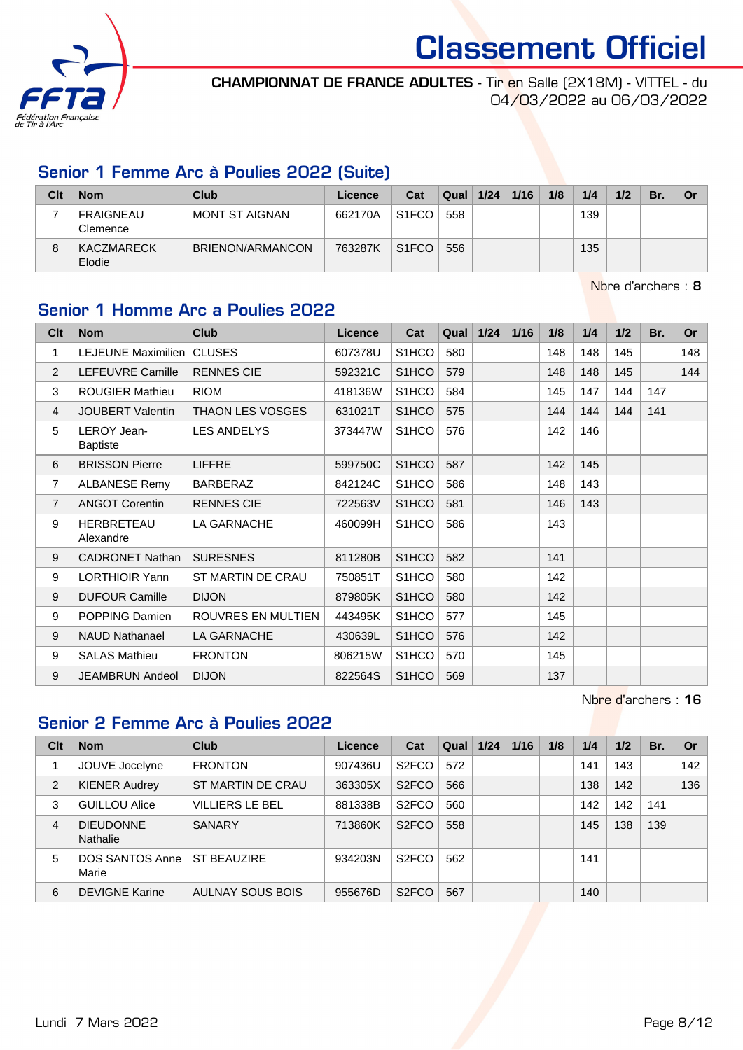# Classement Officiel

**CHAMPIONNAT DE FRANCE ADULTES** - Tir en Salle (2X18M) - VITTEL - du 04/03/2022 au 06/03/2022

## Senior 1 Femme Arc à Poulies 2022 (Suite)

| Clt | Nom | Club | Licence | Cat | Qual | 1/24 | 1/16 | 1/8 | 1/4 | 1/2 | Br. | Or |
|---|---|---|---|---|---|---|---|---|---|---|---|---|
| 7 | FRAIGNEAU Clemence | MONT ST AIGNAN | 662170A | S1FCO | 558 | | | | 139 | | | |
| 8 | KACZMARECK Elodie | BRIENON/ARMANCON | 763287K | S1FCO | 556 | | | | 135 | | | |

Nbre d'archers : **8**

## Senior 1 Homme Arc a Poulies 2022

| Clt | Nom | Club | Licence | Cat | Qual | 1/24 | 1/16 | 1/8 | 1/4 | 1/2 | Br. | Or |
|---|---|---|---|---|---|---|---|---|---|---|---|---|
| 1 | LEJEUNE Maximilien | CLUSES | 607378U | S1HCO | 580 | | | 148 | 148 | 145 | | 148 |
| 2 | LEFEUVRE Camille | RENNES CIE | 592321C | S1HCO | 579 | | | 148 | 148 | 145 | | 144 |
| 3 | ROUGIER Mathieu | RIOM | 418136W | S1HCO | 584 | | | 145 | 147 | 144 | 147 | |
| 4 | JOUBERT Valentin | THAON LES VOSGES | 631021T | S1HCO | 575 | | | 144 | 144 | 144 | 141 | |
| 5 | LEROY Jean-Baptiste | LES ANDELYS | 373447W | S1HCO | 576 | | | 142 | 146 | | | |
| 6 | BRISSON Pierre | LIFFRE | 599750C | S1HCO | 587 | | | 142 | 145 | | | |
| 7 | ALBANESE Remy | BARBERAZ | 842124C | S1HCO | 586 | | | 148 | 143 | | | |
| 7 | ANGOT Corentin | RENNES CIE | 722563V | S1HCO | 581 | | | 146 | 143 | | | |
| 9 | HERBRETEAU Alexandre | LA GARNACHE | 460099H | S1HCO | 586 | | | 143 | | | | |
| 9 | CADRONET Nathan | SURESNES | 811280B | S1HCO | 582 | | | 141 | | | | |
| 9 | LORTHIOIR Yann | ST MARTIN DE CRAU | 750851T | S1HCO | 580 | | | 142 | | | | |
| 9 | DUFOUR Camille | DIJON | 879805K | S1HCO | 580 | | | 142 | | | | |
| 9 | POPPING Damien | ROUVRES EN MULTIEN | 443495K | S1HCO | 577 | | | 145 | | | | |
| 9 | NAUD Nathanael | LA GARNACHE | 430639L | S1HCO | 576 | | | 142 | | | | |
| 9 | SALAS Mathieu | FRONTON | 806215W | S1HCO | 570 | | | 145 | | | | |
| 9 | JEAMBRUN Andeol | DIJON | 822564S | S1HCO | 569 | | | 137 | | | | |

Nbre d'archers : **16**

## Senior 2 Femme Arc à Poulies 2022

| Clt | Nom | Club | Licence | Cat | Qual | 1/24 | 1/16 | 1/8 | 1/4 | 1/2 | Br. | Or |
|---|---|---|---|---|---|---|---|---|---|---|---|---|
| 1 | JOUVE Jocelyne | FRONTON | 907436U | S2FCO | 572 | | | | 141 | 143 | | 142 |
| 2 | KIENER Audrey | ST MARTIN DE CRAU | 363305X | S2FCO | 566 | | | | 138 | 142 | | 136 |
| 3 | GUILLOU Alice | VILLIERS LE BEL | 881338B | S2FCO | 560 | | | | 142 | 142 | 141 | |
| 4 | DIEUDONNE Nathalie | SANARY | 713860K | S2FCO | 558 | | | | 145 | 138 | 139 | |
| 5 | DOS SANTOS Anne Marie | ST BEAUZIRE | 934203N | S2FCO | 562 | | | | 141 | | | |
| 6 | DEVIGNE Karine | AULNAY SOUS BOIS | 955676D | S2FCO | 567 | | | | 140 | | | |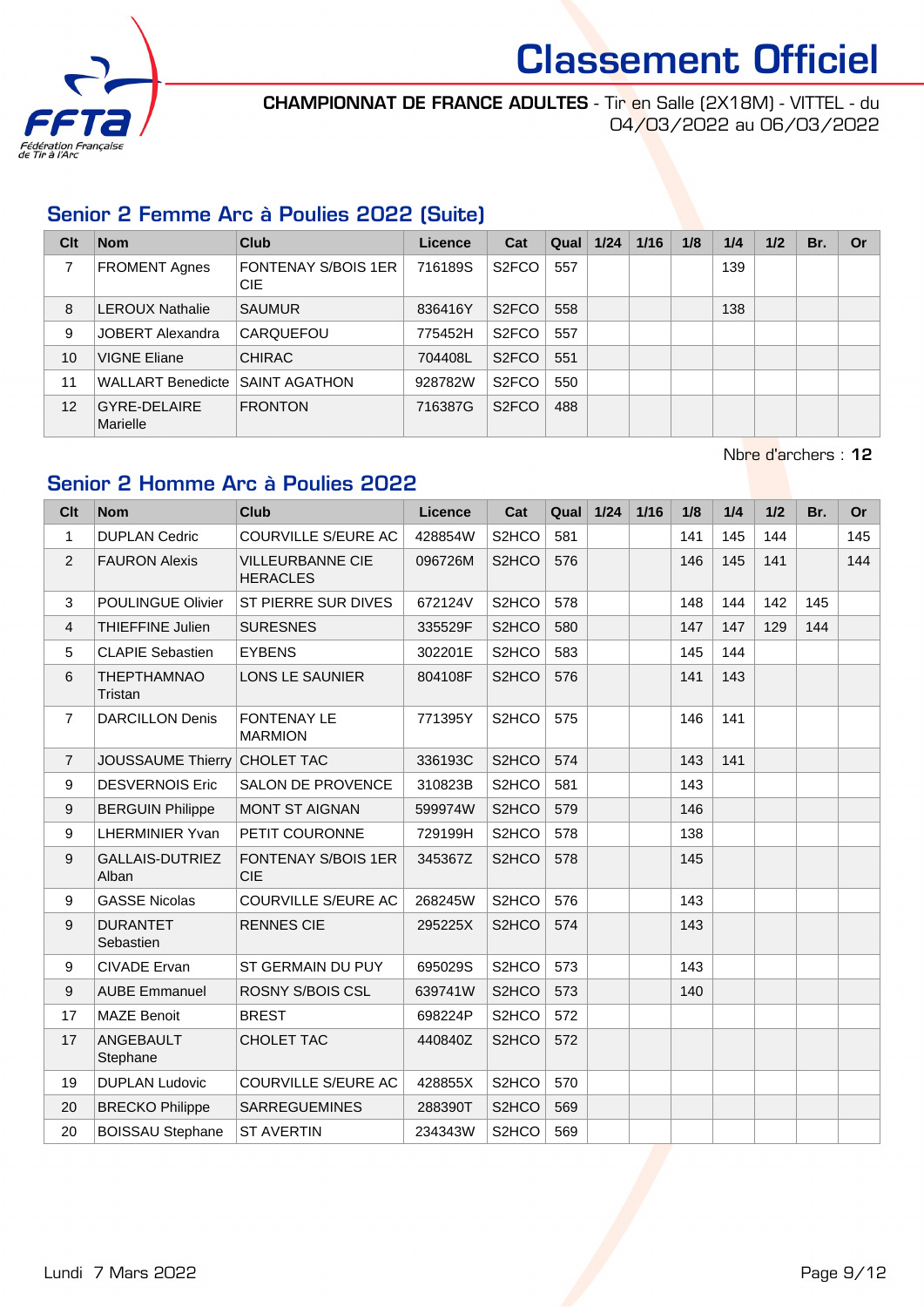# Classement Officiel

**CHAMPIONNAT DE FRANCE ADULTES** - Tir en Salle (2X18M) - VITTEL - du 04/03/2022 au 06/03/2022

## Senior 2 Femme Arc à Poulies 2022 (Suite)

| Clt | Nom | Club | Licence | Cat | Qual | 1/24 | 1/16 | 1/8 | 1/4 | 1/2 | Br. | Or |
|---|---|---|---|---|---|---|---|---|---|---|---|---|
| 7 | FROMENT Agnes | FONTENAY S/BOIS 1ER CIE | 716189S | S2FCO | 557 | | | | 139 | | | |
| 8 | LEROUX Nathalie | SAUMUR | 836416Y | S2FCO | 558 | | | | 138 | | | |
| 9 | JOBERT Alexandra | CARQUEFOU | 775452H | S2FCO | 557 | | | | | | | |
| 10 | VIGNE Eliane | CHIRAC | 704408L | S2FCO | 551 | | | | | | | |
| 11 | WALLART Benedicte | SAINT AGATHON | 928782W | S2FCO | 550 | | | | | | | |
| 12 | GYRE-DELAIRE Marielle | FRONTON | 716387G | S2FCO | 488 | | | | | | | |

Nbre d'archers : **12**

## Senior 2 Homme Arc à Poulies 2022

| Clt | Nom | Club | Licence | Cat | Qual | 1/24 | 1/16 | 1/8 | 1/4 | 1/2 | Br. | Or |
|---|---|---|---|---|---|---|---|---|---|---|---|---|
| 1 | DUPLAN Cedric | COURVILLE S/EURE AC | 428854W | S2HCO | 581 | | | 141 | 145 | 144 | | 145 |
| 2 | FAURON Alexis | VILLEURBANNE CIE HERACLES | 096726M | S2HCO | 576 | | | 146 | 145 | 141 | | 144 |
| 3 | POULINGUE Olivier | ST PIERRE SUR DIVES | 672124V | S2HCO | 578 | | | 148 | 144 | 142 | 145 | |
| 4 | THIEFFINE Julien | SURESNES | 335529F | S2HCO | 580 | | | 147 | 147 | 129 | 144 | |
| 5 | CLAPIE Sebastien | EYBENS | 302201E | S2HCO | 583 | | | 145 | 144 | | | |
| 6 | THEPTHAMNAO Tristan | LONS LE SAUNIER | 804108F | S2HCO | 576 | | | 141 | 143 | | | |
| 7 | DARCILLON Denis | FONTENAY LE MARMION | 771395Y | S2HCO | 575 | | | 146 | 141 | | | |
| 7 | JOUSSAUME Thierry | CHOLET TAC | 336193C | S2HCO | 574 | | | 143 | 141 | | | |
| 9 | DESVERNOIS Eric | SALON DE PROVENCE | 310823B | S2HCO | 581 | | | 143 | | | | |
| 9 | BERGUIN Philippe | MONT ST AIGNAN | 599974W | S2HCO | 579 | | | 146 | | | | |
| 9 | LHERMINIER Yvan | PETIT COURONNE | 729199H | S2HCO | 578 | | | 138 | | | | |
| 9 | GALLAIS-DUTRIEZ Alban | FONTENAY S/BOIS 1ER CIE | 345367Z | S2HCO | 578 | | | 145 | | | | |
| 9 | GASSE Nicolas | COURVILLE S/EURE AC | 268245W | S2HCO | 576 | | | 143 | | | | |
| 9 | DURANTET Sebastien | RENNES CIE | 295225X | S2HCO | 574 | | | 143 | | | | |
| 9 | CIVADE Ervan | ST GERMAIN DU PUY | 695029S | S2HCO | 573 | | | 143 | | | | |
| 9 | AUBE Emmanuel | ROSNY S/BOIS CSL | 639741W | S2HCO | 573 | | | 140 | | | | |
| 17 | MAZE Benoit | BREST | 698224P | S2HCO | 572 | | | | | | | |
| 17 | ANGEBAULT Stephane | CHOLET TAC | 440840Z | S2HCO | 572 | | | | | | | |
| 19 | DUPLAN Ludovic | COURVILLE S/EURE AC | 428855X | S2HCO | 570 | | | | | | | |
| 20 | BRECKO Philippe | SARREGUEMINES | 288390T | S2HCO | 569 | | | | | | | |
| 20 | BOISSAU Stephane | ST AVERTIN | 234343W | S2HCO | 569 | | | | | | | |

Lundi 7 Mars 2022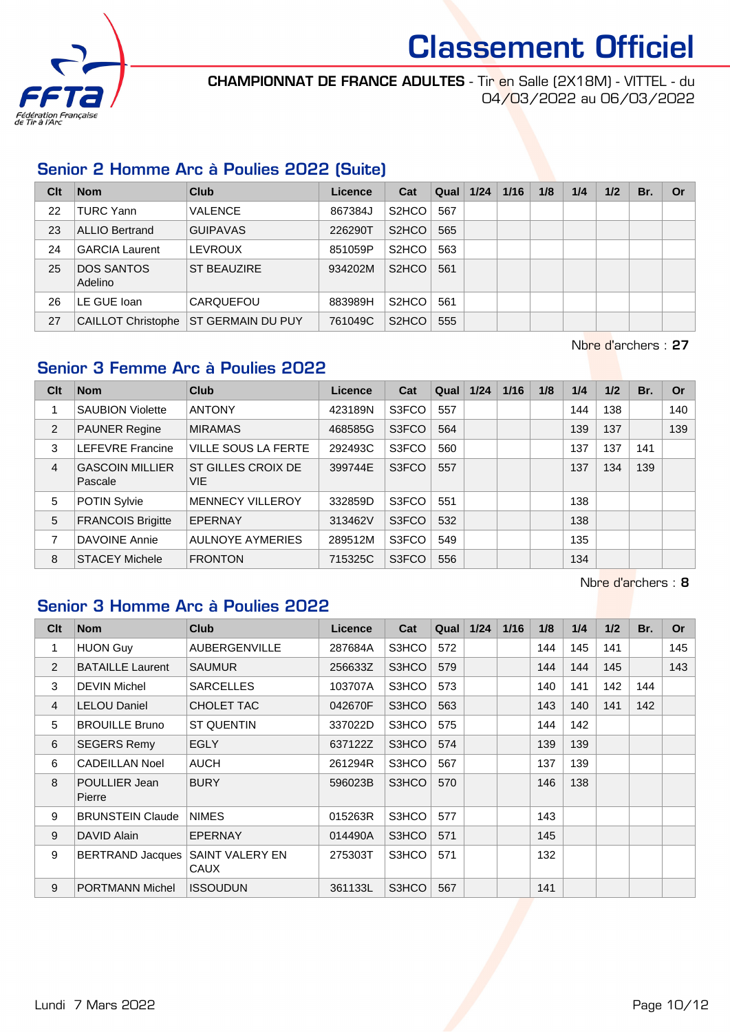# Classement Officiel

**CHAMPIONNAT DE FRANCE ADULTES** - Tir en Salle (2X18M) - VITTEL - du 04/03/2022 au 06/03/2022

## Senior 2 Homme Arc à Poulies 2022 (Suite)

| Clt | Nom | Club | Licence | Cat | Qual | 1/24 | 1/16 | 1/8 | 1/4 | 1/2 | Br. | Or |
|---|---|---|---|---|---|---|---|---|---|---|---|---|
| 22 | TURC Yann | VALENCE | 867384J | S2HCO | 567 | | | | | | | |
| 23 | ALLIO Bertrand | GUIPAVAS | 226290T | S2HCO | 565 | | | | | | | |
| 24 | GARCIA Laurent | LEVROUX | 851059P | S2HCO | 563 | | | | | | | |
| 25 | DOS SANTOS Adelino | ST BEAUZIRE | 934202M | S2HCO | 561 | | | | | | | |
| 26 | LE GUE Ioan | CARQUEFOU | 883989H | S2HCO | 561 | | | | | | | |
| 27 | CAILLOT Christophe | ST GERMAIN DU PUY | 761049C | S2HCO | 555 | | | | | | | |

Nbre d'archers : **27**

## Senior 3 Femme Arc à Poulies 2022

| Clt | Nom | Club | Licence | Cat | Qual | 1/24 | 1/16 | 1/8 | 1/4 | 1/2 | Br. | Or |
|---|---|---|---|---|---|---|---|---|---|---|---|---|
| 1 | SAUBION Violette | ANTONY | 423189N | S3FCO | 557 | | | | 144 | 138 | | 140 |
| 2 | PAUNER Regine | MIRAMAS | 468585G | S3FCO | 564 | | | | 139 | 137 | | 139 |
| 3 | LEFEVRE Francine | VILLE SOUS LA FERTE | 292493C | S3FCO | 560 | | | | 137 | 137 | 141 | |
| 4 | GASCOIN MILLIER Pascale | ST GILLES CROIX DE VIE | 399744E | S3FCO | 557 | | | | 137 | 134 | 139 | |
| 5 | POTIN Sylvie | MENNECY VILLEROY | 332859D | S3FCO | 551 | | | | 138 | | | |
| 5 | FRANCOIS Brigitte | EPERNAY | 313462V | S3FCO | 532 | | | | 138 | | | |
| 7 | DAVOINE Annie | AULNOYE AYMERIES | 289512M | S3FCO | 549 | | | | 135 | | | |
| 8 | STACEY Michele | FRONTON | 715325C | S3FCO | 556 | | | | 134 | | | |

Nbre d'archers : **8**

## Senior 3 Homme Arc à Poulies 2022

| Clt | Nom | Club | Licence | Cat | Qual | 1/24 | 1/16 | 1/8 | 1/4 | 1/2 | Br. | Or |
|---|---|---|---|---|---|---|---|---|---|---|---|---|
| 1 | HUON Guy | AUBERGENVILLE | 287684A | S3HCO | 572 | | | 144 | 145 | 141 | | 145 |
| 2 | BATAILLE Laurent | SAUMUR | 256633Z | S3HCO | 579 | | | 144 | 144 | 145 | | 143 |
| 3 | DEVIN Michel | SARCELLES | 103707A | S3HCO | 573 | | | 140 | 141 | 142 | 144 | |
| 4 | LELOU Daniel | CHOLET TAC | 042670F | S3HCO | 563 | | | 143 | 140 | 141 | 142 | |
| 5 | BROUILLE Bruno | ST QUENTIN | 337022D | S3HCO | 575 | | | 144 | 142 | | | |
| 6 | SEGERS Remy | EGLY | 637122Z | S3HCO | 574 | | | 139 | 139 | | | |
| 6 | CADEILLAN Noel | AUCH | 261294R | S3HCO | 567 | | | 137 | 139 | | | |
| 8 | POULLIER Jean Pierre | BURY | 596023B | S3HCO | 570 | | | 146 | 138 | | | |
| 9 | BRUNSTEIN Claude | NIMES | 015263R | S3HCO | 577 | | | 143 | | | | |
| 9 | DAVID Alain | EPERNAY | 014490A | S3HCO | 571 | | | 145 | | | | |
| 9 | BERTRAND Jacques | SAINT VALERY EN CAUX | 275303T | S3HCO | 571 | | | 132 | | | | |
| 9 | PORTMANN Michel | ISSOUDUN | 361133L | S3HCO | 567 | | | 141 | | | | |

Lundi 7 Mars 2022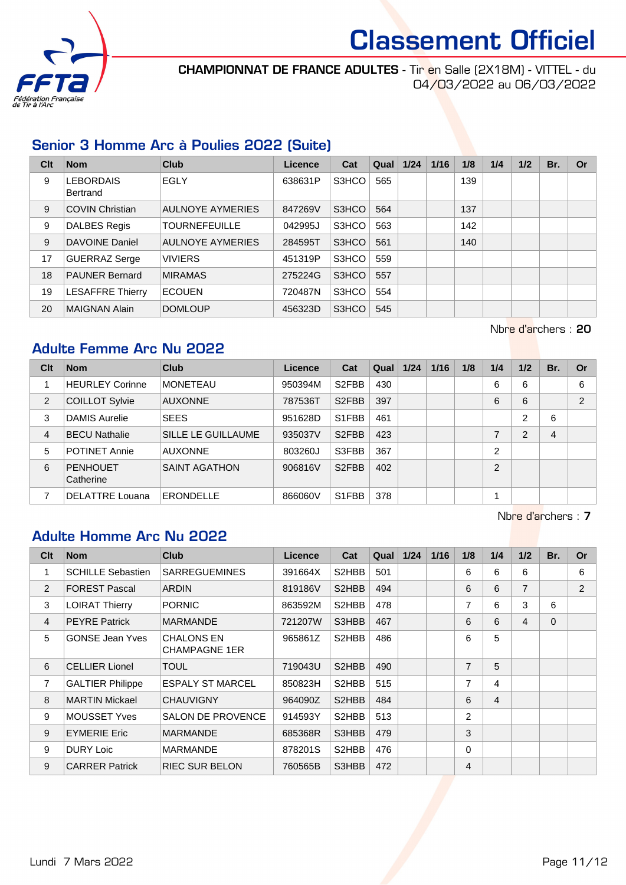# Classement Officiel

**CHAMPIONNAT DE FRANCE ADULTES** - Tir en Salle (2X18M) - VITTEL - du 04/03/2022 au 06/03/2022

## Senior 3 Homme Arc à Poulies 2022 (Suite)

| Clt | Nom | Club | Licence | Cat | Qual | 1/24 | 1/16 | 1/8 | 1/4 | 1/2 | Br. | Or |
|---|---|---|---|---|---|---|---|---|---|---|---|---|
| 9 | LEBORDAIS Bertrand | EGLY | 638631P | S3HCO | 565 | | | 139 | | | | |
| 9 | COVIN Christian | AULNOYE AYMERIES | 847269V | S3HCO | 564 | | | 137 | | | | |
| 9 | DALBES Regis | TOURNEFEUILLE | 042995J | S3HCO | 563 | | | 142 | | | | |
| 9 | DAVOINE Daniel | AULNOYE AYMERIES | 284595T | S3HCO | 561 | | | 140 | | | | |
| 17 | GUERRAZ Serge | VIVIERS | 451319P | S3HCO | 559 | | | | | | | |
| 18 | PAUNER Bernard | MIRAMAS | 275224G | S3HCO | 557 | | | | | | | |
| 19 | LESAFFRE Thierry | ECOUEN | 720487N | S3HCO | 554 | | | | | | | |
| 20 | MAIGNAN Alain | DOMLOUP | 456323D | S3HCO | 545 | | | | | | | |

Nbre d'archers : **20**

## Adulte Femme Arc Nu 2022

| Clt | Nom | Club | Licence | Cat | Qual | 1/24 | 1/16 | 1/8 | 1/4 | 1/2 | Br. | Or |
|---|---|---|---|---|---|---|---|---|---|---|---|---|
| 1 | HEURLEY Corinne | MONETEAU | 950394M | S2FBB | 430 | | | | 6 | 6 | | 6 |
| 2 | COILLOT Sylvie | AUXONNE | 787536T | S2FBB | 397 | | | | 6 | 6 | | 2 |
| 3 | DAMIS Aurelie | SEES | 951628D | S1FBB | 461 | | | | | 2 | 6 | |
| 4 | BECU Nathalie | SILLE LE GUILLAUME | 935037V | S2FBB | 423 | | | | 7 | 2 | 4 | |
| 5 | POTINET Annie | AUXONNE | 803260J | S3FBB | 367 | | | | 2 | | | |
| 6 | PENHOUET Catherine | SAINT AGATHON | 906816V | S2FBB | 402 | | | | 2 | | | |
| 7 | DELATTRE Louana | ERONDELLE | 866060V | S1FBB | 378 | | | | 1 | | | |

Nbre d'archers : **7**

## Adulte Homme Arc Nu 2022

| Clt | Nom | Club | Licence | Cat | Qual | 1/24 | 1/16 | 1/8 | 1/4 | 1/2 | Br. | Or |
|---|---|---|---|---|---|---|---|---|---|---|---|---|
| 1 | SCHILLE Sebastien | SARREGUEMINES | 391664X | S2HBB | 501 | | | 6 | 6 | 6 | | 6 |
| 2 | FOREST Pascal | ARDIN | 819186V | S2HBB | 494 | | | 6 | 6 | 7 | | 2 |
| 3 | LOIRAT Thierry | PORNIC | 863592M | S2HBB | 478 | | | 7 | 6 | 3 | 6 | |
| 4 | PEYRE Patrick | MARMANDE | 721207W | S3HBB | 467 | | | 6 | 6 | 4 | 0 | |
| 5 | GONSE Jean Yves | CHALONS EN CHAMPAGNE 1ER | 965861Z | S2HBB | 486 | | | 6 | 5 | | | |
| 6 | CELLIER Lionel | TOUL | 719043U | S2HBB | 490 | | | 7 | 5 | | | |
| 7 | GALTIER Philippe | ESPALY ST MARCEL | 850823H | S2HBB | 515 | | | 7 | 4 | | | |
| 8 | MARTIN Mickael | CHAUVIGNY | 964090Z | S2HBB | 484 | | | 6 | 4 | | | |
| 9 | MOUSSET Yves | SALON DE PROVENCE | 914593Y | S2HBB | 513 | | | 2 | | | | |
| 9 | EYMERIE Eric | MARMANDE | 685368R | S3HBB | 479 | | | 3 | | | | |
| 9 | DURY Loic | MARMANDE | 878201S | S2HBB | 476 | | | 0 | | | | |
| 9 | CARRER Patrick | RIEC SUR BELON | 760565B | S3HBB | 472 | | | 4 | | | | |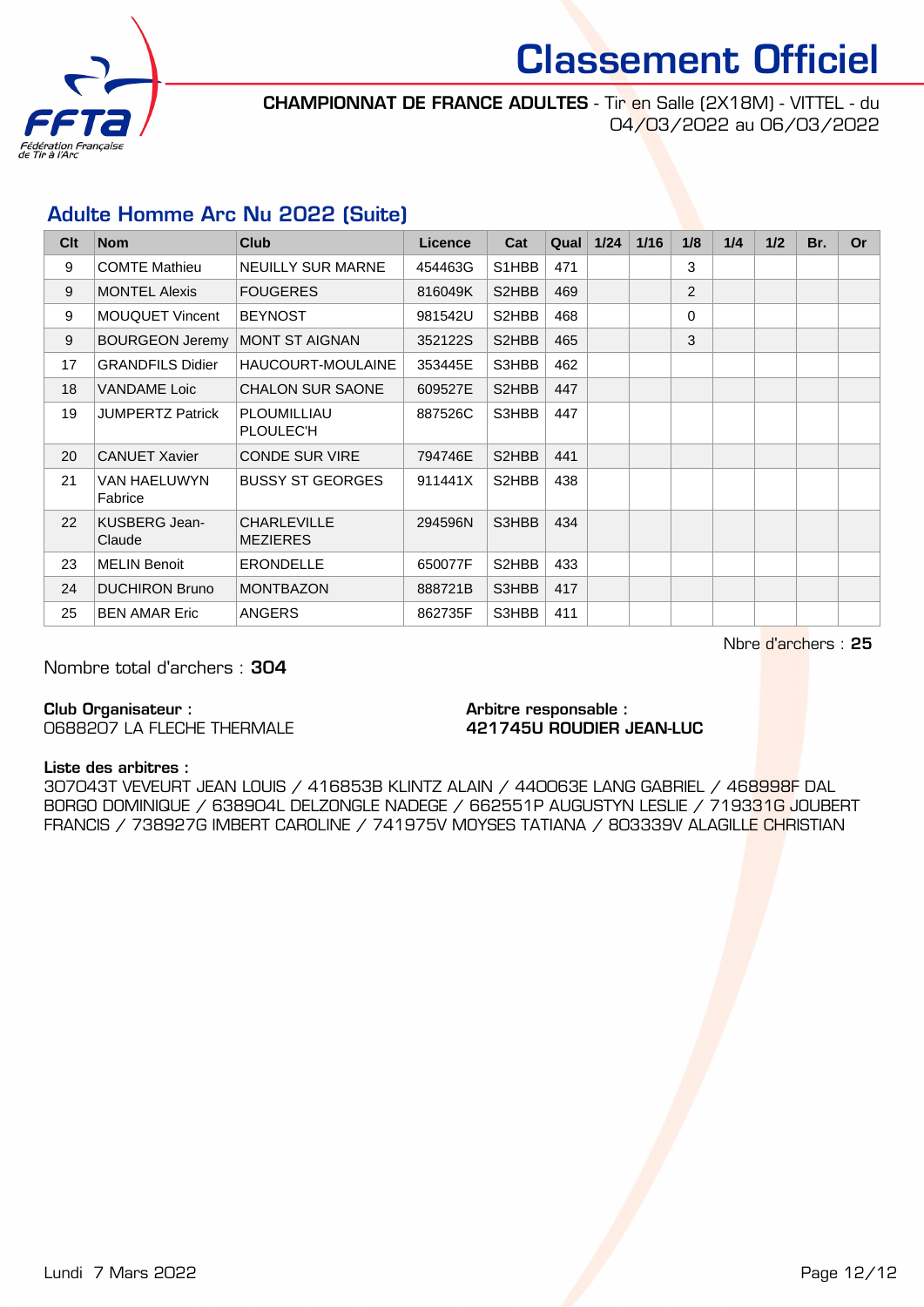# Classement Officiel

**CHAMPIONNAT DE FRANCE ADULTES** - Tir en Salle (2X18M) - VITTEL - du 04/03/2022 au 06/03/2022

## Adulte Homme Arc Nu 2022 (Suite)

| Clt | Nom | Club | Licence | Cat | Qual | 1/24 | 1/16 | 1/8 | 1/4 | 1/2 | Br. | Or |
|---|---|---|---|---|---|---|---|---|---|---|---|---|
| 9 | COMTE Mathieu | NEUILLY SUR MARNE | 454463G | S1HBB | 471 | | | 3 | | | | |
| 9 | MONTEL Alexis | FOUGERES | 816049K | S2HBB | 469 | | | 2 | | | | |
| 9 | MOUQUET Vincent | BEYNOST | 981542U | S2HBB | 468 | | | 0 | | | | |
| 9 | BOURGEON Jeremy | MONT ST AIGNAN | 352122S | S2HBB | 465 | | | 3 | | | | |
| 17 | GRANDFILS Didier | HAUCOURT-MOULAINE | 353445E | S3HBB | 462 | | | | | | | |
| 18 | VANDAME Loic | CHALON SUR SAONE | 609527E | S2HBB | 447 | | | | | | | |
| 19 | JUMPERTZ Patrick | PLOUMILLIAU PLOULEC'H | 887526C | S3HBB | 447 | | | | | | | |
| 20 | CANUET Xavier | CONDE SUR VIRE | 794746E | S2HBB | 441 | | | | | | | |
| 21 | VAN HAELUWYN Fabrice | BUSSY ST GEORGES | 911441X | S2HBB | 438 | | | | | | | |
| 22 | KUSBERG Jean-Claude | CHARLEVILLE MEZIERES | 294596N | S3HBB | 434 | | | | | | | |
| 23 | MELIN Benoit | ERONDELLE | 650077F | S2HBB | 433 | | | | | | | |
| 24 | DUCHIRON Bruno | MONTBAZON | 888721B | S3HBB | 417 | | | | | | | |
| 25 | BEN AMAR Eric | ANGERS | 862735F | S3HBB | 411 | | | | | | | |

Nbre d'archers : **25**

Nombre total d'archers : **304**

**Club Organisateur :**
0688207 LA FLECHE THERMALE

**Arbitre responsable :**
**421745U ROUDIER JEAN-LUC**

**Liste des arbitres :**
307043T VEVEURT JEAN LOUIS / 416853B KLINTZ ALAIN / 440063E LANG GABRIEL / 468998F DAL BORGO DOMINIQUE / 638904L DELZONGLE NADEGE / 662551P AUGUSTYN LESLIE / 719331G JOUBERT FRANCIS / 738927G IMBERT CAROLINE / 741975V MOYSES TATIANA / 803339V ALAGILLE CHRISTIAN

Lundi 7 Mars 2022